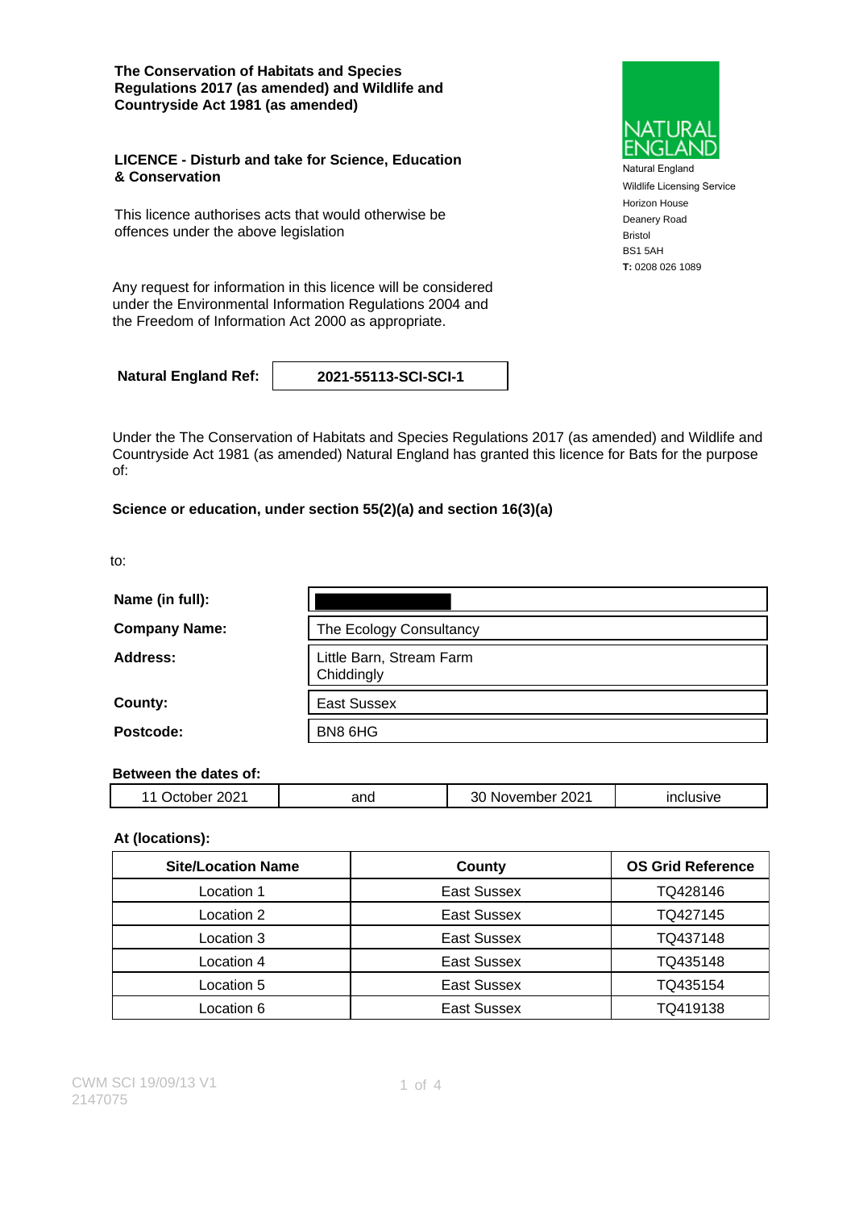**The Conservation of Habitats and Species Regulations 2017 (as amended) and Wildlife and Countryside Act 1981 (as amended)**

Natural England
Wildlife Licensing Service
Horizon House
Deanery Road
Bristol
BS1 5AH
**T:** 0208 026 1089

**LICENCE - Disturb and take for Science, Education & Conservation**

This licence authorises acts that would otherwise be offences under the above legislation

Any request for information in this licence will be considered under the Environmental Information Regulations 2004 and the Freedom of Information Act 2000 as appropriate.

| **Natural England Ref:** | **2021-55113-SCI-SCI-1** |
|---|---|

Under the The Conservation of Habitats and Species Regulations 2017 (as amended) and Wildlife and Countryside Act 1981 (as amended) Natural England has granted this licence for Bats for the purpose of:

**Science or education, under section 55(2)(a) and section 16(3)(a)**

to:

| | |
|---|---|
| **Name (in full):** | |
| **Company Name:** | The Ecology Consultancy |
| **Address:** | Little Barn, Stream Farm Chiddingly |
| **County:** | East Sussex |
| **Postcode:** | BN8 6HG |

**Between the dates of:**

| 11 October 2021 | and | 30 November 2021 | inclusive |
|---|---|---|---|

**At (locations):**

| Site/Location Name | County | OS Grid Reference |
|---|---|---|
| Location 1 | East Sussex | TQ428146 |
| Location 2 | East Sussex | TQ427145 |
| Location 3 | East Sussex | TQ437148 |
| Location 4 | East Sussex | TQ435148 |
| Location 5 | East Sussex | TQ435154 |
| Location 6 | East Sussex | TQ419138 |

CWM SCI 19/09/13 V1
2147075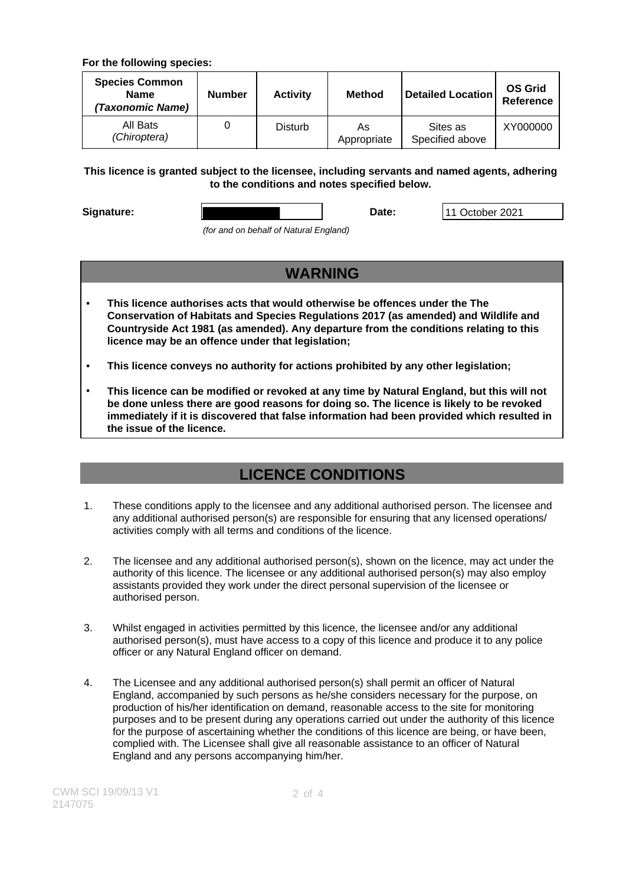**For the following species:**

| Species Common Name *(Taxonomic Name)* | Number | Activity | Method | Detailed Location | OS Grid Reference |
|---|---|---|---|---|---|
| All Bats *(Chiroptera)* | 0 | Disturb | As Appropriate | Sites as Specified above | XY000000 |

**This licence is granted subject to the licensee, including servants and named agents, adhering to the conditions and notes specified below.**

**Signature:** | **Date:** 11 October 2021

*(for and on behalf of Natural England)*

## WARNING

- **This licence authorises acts that would otherwise be offences under the The Conservation of Habitats and Species Regulations 2017 (as amended) and Wildlife and Countryside Act 1981 (as amended). Any departure from the conditions relating to this licence may be an offence under that legislation;**
- **This licence conveys no authority for actions prohibited by any other legislation;**
- **This licence can be modified or revoked at any time by Natural England, but this will not be done unless there are good reasons for doing so. The licence is likely to be revoked immediately if it is discovered that false information had been provided which resulted in the issue of the licence.**

## LICENCE CONDITIONS

1. These conditions apply to the licensee and any additional authorised person. The licensee and any additional authorised person(s) are responsible for ensuring that any licensed operations/ activities comply with all terms and conditions of the licence.

2. The licensee and any additional authorised person(s), shown on the licence, may act under the authority of this licence. The licensee or any additional authorised person(s) may also employ assistants provided they work under the direct personal supervision of the licensee or authorised person.

3. Whilst engaged in activities permitted by this licence, the licensee and/or any additional authorised person(s), must have access to a copy of this licence and produce it to any police officer or any Natural England officer on demand.

4. The Licensee and any additional authorised person(s) shall permit an officer of Natural England, accompanied by such persons as he/she considers necessary for the purpose, on production of his/her identification on demand, reasonable access to the site for monitoring purposes and to be present during any operations carried out under the authority of this licence for the purpose of ascertaining whether the conditions of this licence are being, or have been, complied with. The Licensee shall give all reasonable assistance to an officer of Natural England and any persons accompanying him/her.

CWM SCI 19/09/13 V1
2147075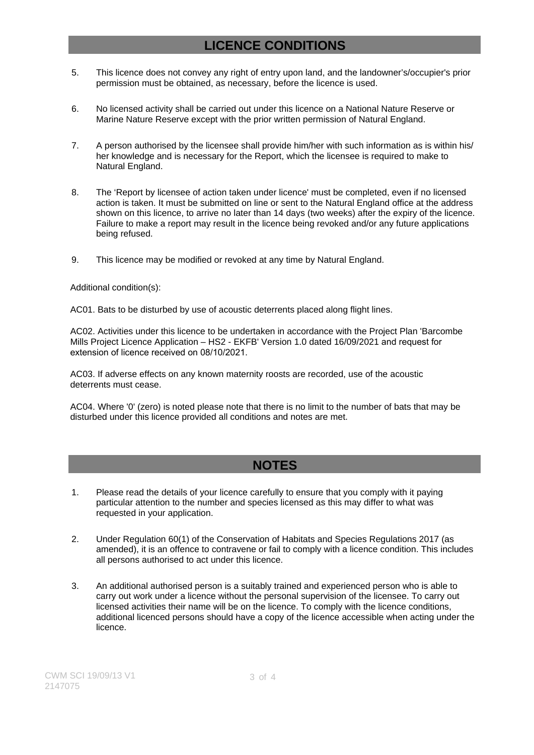## LICENCE CONDITIONS

5. This licence does not convey any right of entry upon land, and the landowner's/occupier's prior permission must be obtained, as necessary, before the licence is used.

6. No licensed activity shall be carried out under this licence on a National Nature Reserve or Marine Nature Reserve except with the prior written permission of Natural England.

7. A person authorised by the licensee shall provide him/her with such information as is within his/her knowledge and is necessary for the Report, which the licensee is required to make to Natural England.

8. The 'Report by licensee of action taken under licence' must be completed, even if no licensed action is taken. It must be submitted on line or sent to the Natural England office at the address shown on this licence, to arrive no later than 14 days (two weeks) after the expiry of the licence. Failure to make a report may result in the licence being revoked and/or any future applications being refused.

9. This licence may be modified or revoked at any time by Natural England.

Additional condition(s):

AC01. Bats to be disturbed by use of acoustic deterrents placed along flight lines.

AC02. Activities under this licence to be undertaken in accordance with the Project Plan 'Barcombe Mills Project Licence Application – HS2 - EKFB' Version 1.0 dated 16/09/2021 and request for extension of licence received on 08/10/2021.

AC03. If adverse effects on any known maternity roosts are recorded, use of the acoustic deterrents must cease.

AC04. Where '0' (zero) is noted please note that there is no limit to the number of bats that may be disturbed under this licence provided all conditions and notes are met.

## NOTES

1. Please read the details of your licence carefully to ensure that you comply with it paying particular attention to the number and species licensed as this may differ to what was requested in your application.

2. Under Regulation 60(1) of the Conservation of Habitats and Species Regulations 2017 (as amended), it is an offence to contravene or fail to comply with a licence condition. This includes all persons authorised to act under this licence.

3. An additional authorised person is a suitably trained and experienced person who is able to carry out work under a licence without the personal supervision of the licensee. To carry out licensed activities their name will be on the licence. To comply with the licence conditions, additional licenced persons should have a copy of the licence accessible when acting under the licence.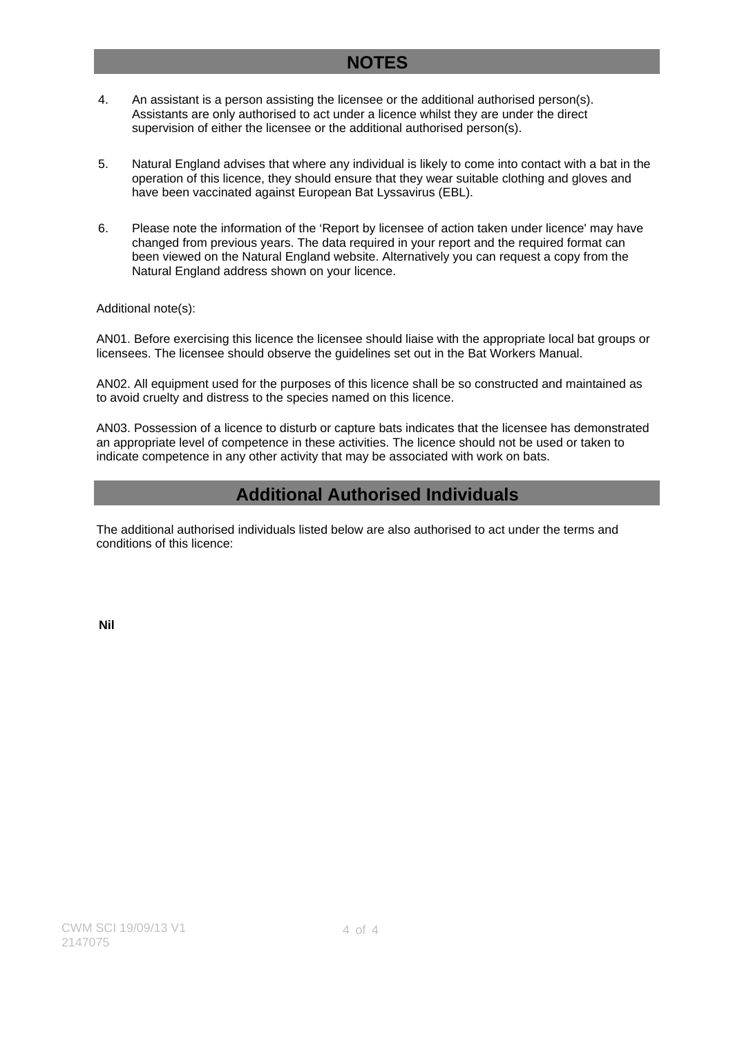## NOTES

4. An assistant is a person assisting the licensee or the additional authorised person(s). Assistants are only authorised to act under a licence whilst they are under the direct supervision of either the licensee or the additional authorised person(s).

5. Natural England advises that where any individual is likely to come into contact with a bat in the operation of this licence, they should ensure that they wear suitable clothing and gloves and have been vaccinated against European Bat Lyssavirus (EBL).

6. Please note the information of the 'Report by licensee of action taken under licence' may have changed from previous years. The data required in your report and the required format can been viewed on the Natural England website. Alternatively you can request a copy from the Natural England address shown on your licence.

Additional note(s):

AN01. Before exercising this licence the licensee should liaise with the appropriate local bat groups or licensees. The licensee should observe the guidelines set out in the Bat Workers Manual.

AN02. All equipment used for the purposes of this licence shall be so constructed and maintained as to avoid cruelty and distress to the species named on this licence.

AN03. Possession of a licence to disturb or capture bats indicates that the licensee has demonstrated an appropriate level of competence in these activities. The licence should not be used or taken to indicate competence in any other activity that may be associated with work on bats.

## Additional Authorised Individuals

The additional authorised individuals listed below are also authorised to act under the terms and conditions of this licence:

**Nil**

CWM SCI 19/09/13 V1
2147075